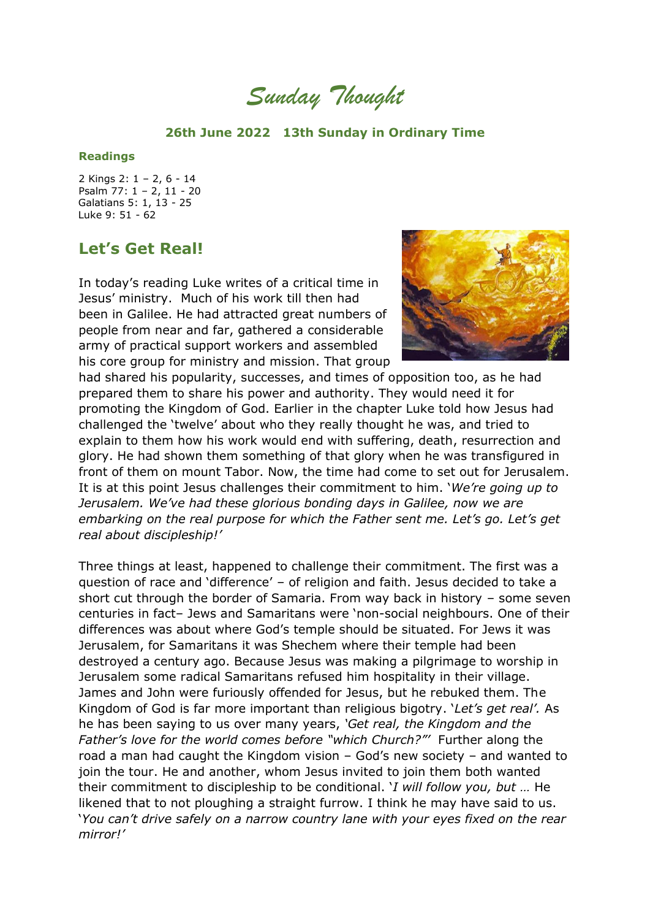# Sunday Thought

**26th June 2022 13th Sunday in Ordinary Time**

**Readings**

2 Kings 2: 1 – 2, 6 - 14
Psalm 77: 1 – 2, 11 - 20
Galatians 5: 1, 13 - 25
Luke 9: 51 - 62

## Let's Get Real!

In today's reading Luke writes of a critical time in Jesus' ministry. Much of his work till then had been in Galilee. He had attracted great numbers of people from near and far, gathered a considerable army of practical support workers and assembled his core group for ministry and mission. That group had shared his popularity, successes, and times of opposition too, as he had prepared them to share his power and authority. They would need it for promoting the Kingdom of God. Earlier in the chapter Luke told how Jesus had challenged the 'twelve' about who they really thought he was, and tried to explain to them how his work would end with suffering, death, resurrection and glory. He had shown them something of that glory when he was transfigured in front of them on mount Tabor. Now, the time had come to set out for Jerusalem. It is at this point Jesus challenges their commitment to him. '*We're going up to Jerusalem. We've had these glorious bonding days in Galilee, now we are embarking on the real purpose for which the Father sent me. Let's go. Let's get real about discipleship!'*

Three things at least, happened to challenge their commitment. The first was a question of race and 'difference' – of religion and faith. Jesus decided to take a short cut through the border of Samaria. From way back in history – some seven centuries in fact– Jews and Samaritans were 'non-social neighbours. One of their differences was about where God's temple should be situated. For Jews it was Jerusalem, for Samaritans it was Shechem where their temple had been destroyed a century ago. Because Jesus was making a pilgrimage to worship in Jerusalem some radical Samaritans refused him hospitality in their village. James and John were furiously offended for Jesus, but he rebuked them. The Kingdom of God is far more important than religious bigotry. '*Let's get real'.* As he has been saying to us over many years, *'Get real, the Kingdom and the Father's love for the world comes before "which Church?"'* Further along the road a man had caught the Kingdom vision – God's new society – and wanted to join the tour. He and another, whom Jesus invited to join them both wanted their commitment to discipleship to be conditional. '*I will follow you, but …* He likened that to not ploughing a straight furrow. I think he may have said to us. '*You can't drive safely on a narrow country lane with your eyes fixed on the rear mirror!'*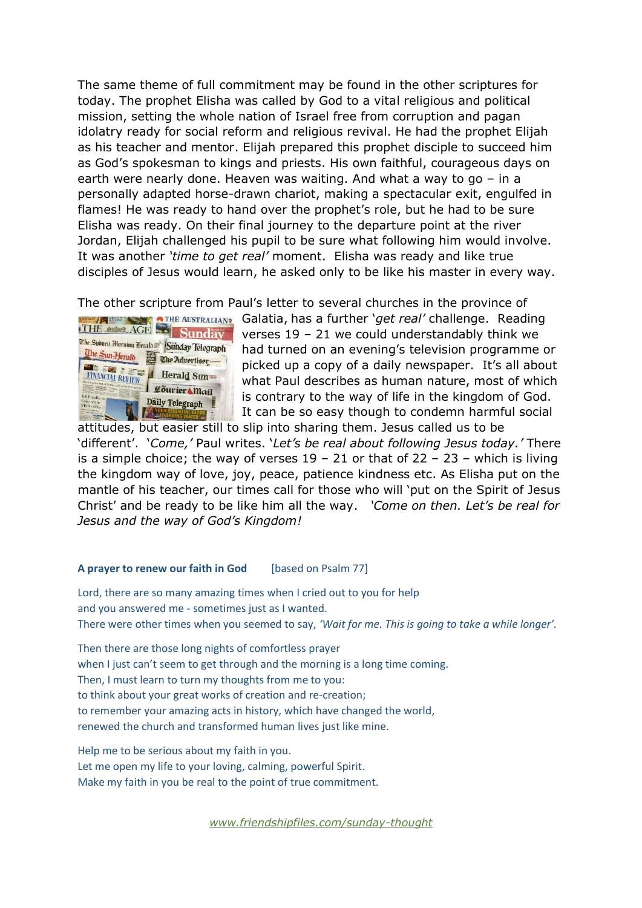The same theme of full commitment may be found in the other scriptures for today. The prophet Elisha was called by God to a vital religious and political mission, setting the whole nation of Israel free from corruption and pagan idolatry ready for social reform and religious revival. He had the prophet Elijah as his teacher and mentor. Elijah prepared this prophet disciple to succeed him as God's spokesman to kings and priests. His own faithful, courageous days on earth were nearly done. Heaven was waiting. And what a way to go – in a personally adapted horse-drawn chariot, making a spectacular exit, engulfed in flames! He was ready to hand over the prophet's role, but he had to be sure Elisha was ready. On their final journey to the departure point at the river Jordan, Elijah challenged his pupil to be sure what following him would involve. It was another *'time to get real'* moment. Elisha was ready and like true disciples of Jesus would learn, he asked only to be like his master in every way.

The other scripture from Paul's letter to several churches in the province of Galatia, has a further *'get real'* challenge. Reading verses 19 – 21 we could understandably think we had turned on an evening's television programme or picked up a copy of a daily newspaper. It's all about what Paul describes as human nature, most of which is contrary to the way of life in the kingdom of God. It can be so easy though to condemn harmful social attitudes, but easier still to slip into sharing them. Jesus called us to be 'different'. *'Come,'* Paul writes. *'Let's be real about following Jesus today.'* There is a simple choice; the way of verses 19 – 21 or that of 22 – 23 – which is living the kingdom way of love, joy, peace, patience kindness etc. As Elisha put on the mantle of his teacher, our times call for those who will 'put on the Spirit of Jesus Christ' and be ready to be like him all the way. *'Come on then. Let's be real for Jesus and the way of God's Kingdom!*

**A prayer to renew our faith in God** [based on Psalm 77]

Lord, there are so many amazing times when I cried out to you for help
and you answered me - sometimes just as I wanted.
There were other times when you seemed to say, *'Wait for me. This is going to take a while longer'*.

Then there are those long nights of comfortless prayer
when I just can't seem to get through and the morning is a long time coming.
Then, I must learn to turn my thoughts from me to you:
to think about your great works of creation and re-creation;
to remember your amazing acts in history, which have changed the world,
renewed the church and transformed human lives just like mine.

Help me to be serious about my faith in you.
Let me open my life to your loving, calming, powerful Spirit.
Make my faith in you be real to the point of true commitment.

*www.friendshipfiles.com/sunday-thought*